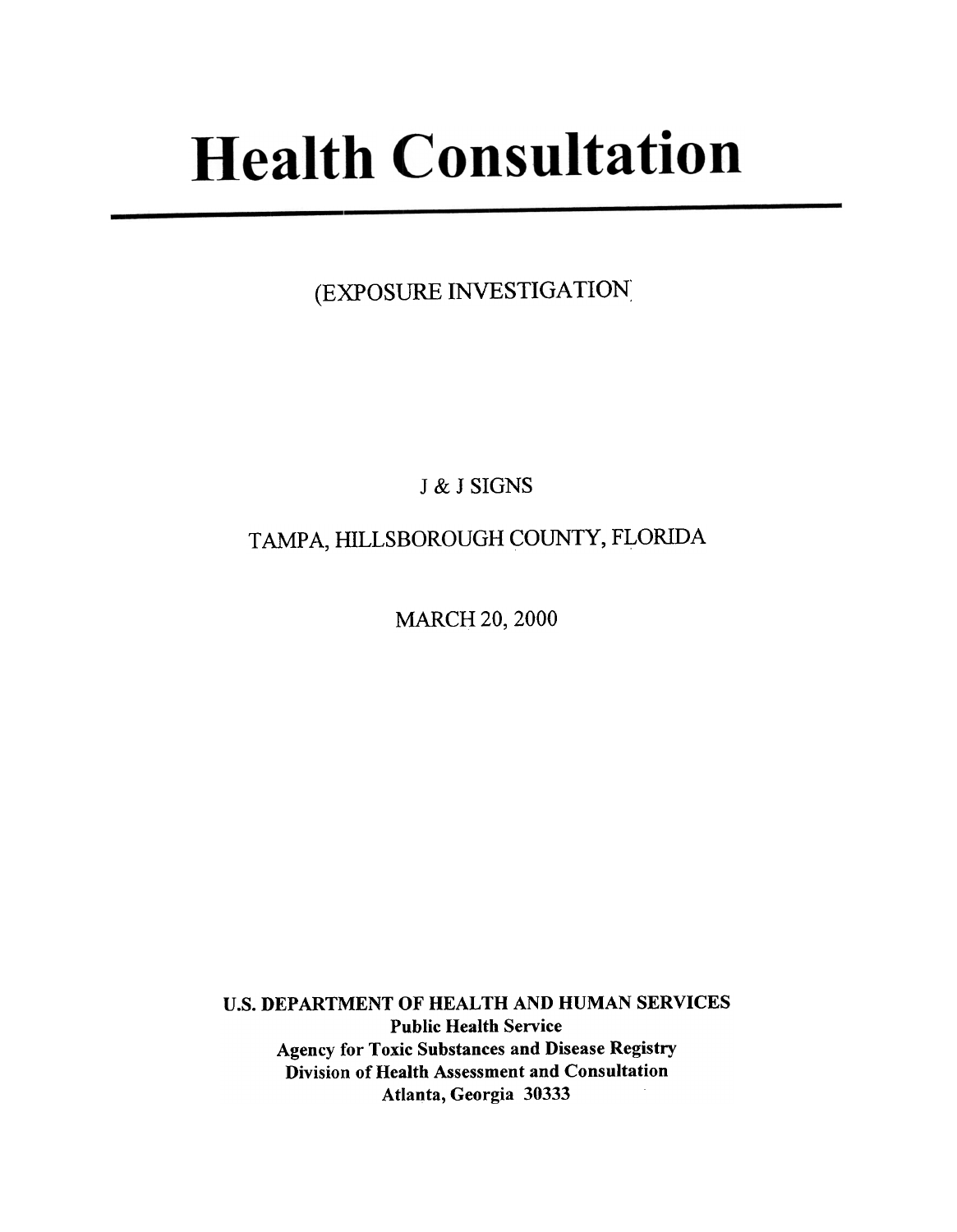# Health Consultation

(EXPOSURE INVESTIGATION

J & J SIGNS

TAMPA, HILLSBOROUGH COUNTY, FLORIDA

MARCH 20, 2000

**U.S. DEPARTMENT OF HEALTH AND HUMAN SERVICES**
**Public Health Service**
**Agency for Toxic Substances and Disease Registry**
**Division of Health Assessment and Consultation**
**Atlanta, Georgia 30333**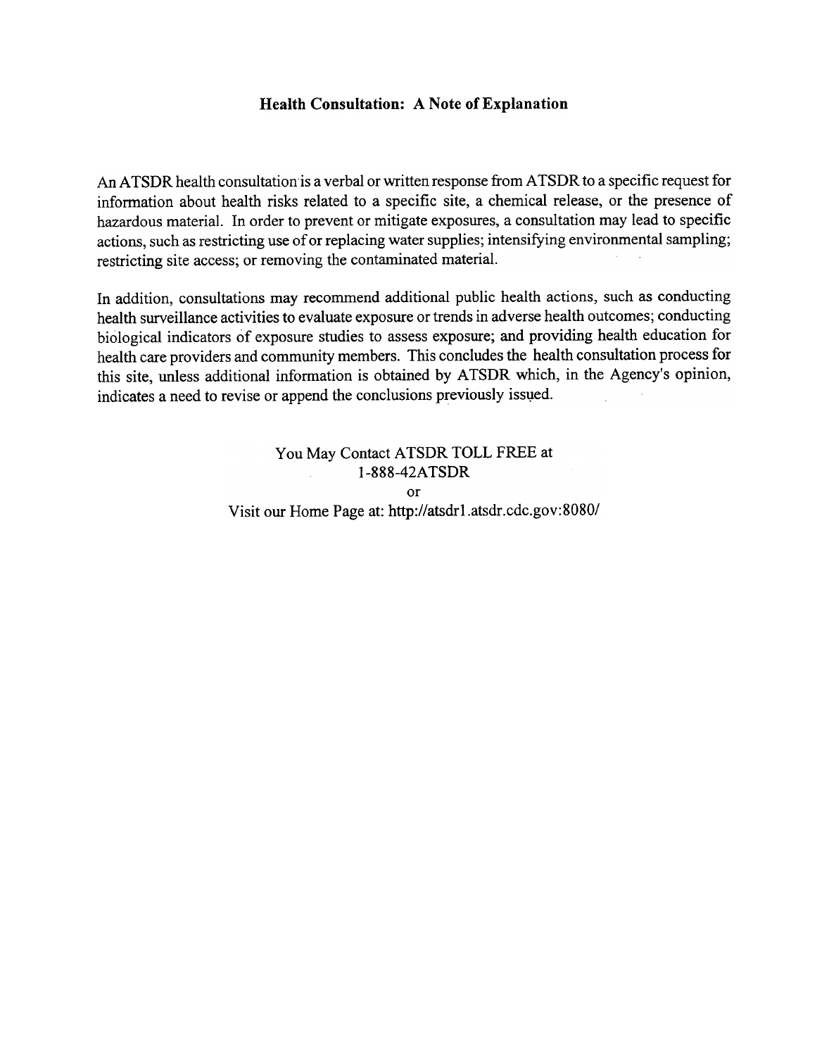## Health Consultation: A Note of Explanation

An ATSDR health consultation is a verbal or written response from ATSDR to a specific request for information about health risks related to a specific site, a chemical release, or the presence of hazardous material. In order to prevent or mitigate exposures, a consultation may lead to specific actions, such as restricting use of or replacing water supplies; intensifying environmental sampling; restricting site access; or removing the contaminated material.

In addition, consultations may recommend additional public health actions, such as conducting health surveillance activities to evaluate exposure or trends in adverse health outcomes; conducting biological indicators of exposure studies to assess exposure; and providing health education for health care providers and community members. This concludes the health consultation process for this site, unless additional information is obtained by ATSDR which, in the Agency's opinion, indicates a need to revise or append the conclusions previously issued.

You May Contact ATSDR TOLL FREE at
1-888-42ATSDR
or
Visit our Home Page at: http://atsdr1.atsdr.cdc.gov:8080/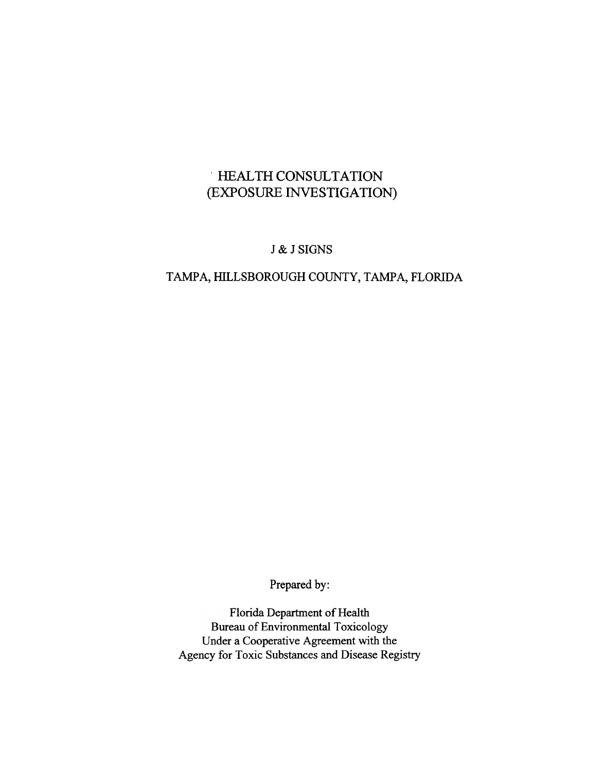# HEALTH CONSULTATION
# (EXPOSURE INVESTIGATION)

## J & J SIGNS

## TAMPA, HILLSBOROUGH COUNTY, TAMPA, FLORIDA

Prepared by:

Florida Department of Health
Bureau of Environmental Toxicology
Under a Cooperative Agreement with the
Agency for Toxic Substances and Disease Registry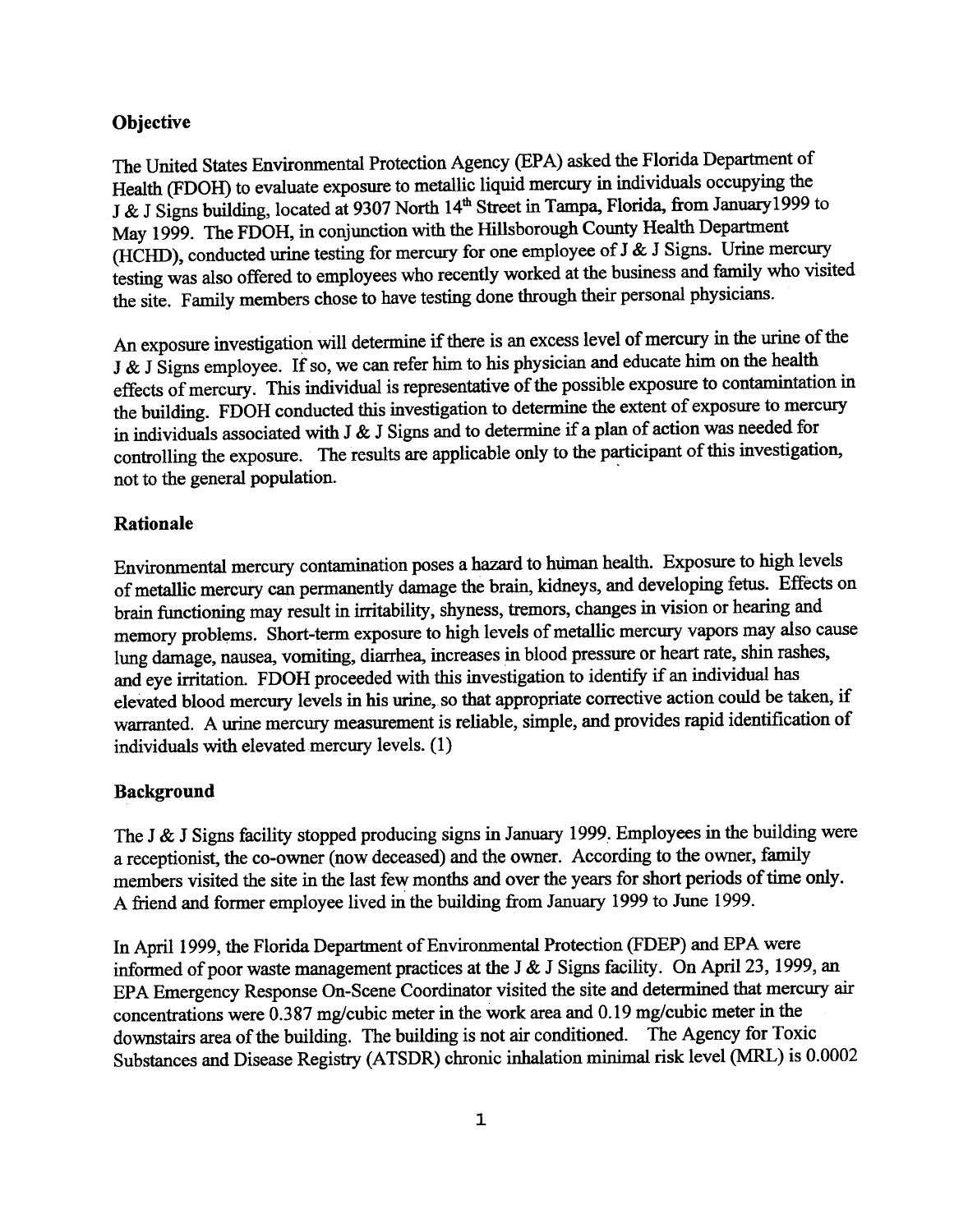## Objective

The United States Environmental Protection Agency (EPA) asked the Florida Department of Health (FDOH) to evaluate exposure to metallic liquid mercury in individuals occupying the J & J Signs building, located at 9307 North 14th Street in Tampa, Florida, from January1999 to May 1999. The FDOH, in conjunction with the Hillsborough County Health Department (HCHD), conducted urine testing for mercury for one employee of J & J Signs. Urine mercury testing was also offered to employees who recently worked at the business and family who visited the site. Family members chose to have testing done through their personal physicians.

An exposure investigation will determine if there is an excess level of mercury in the urine of the J & J Signs employee. If so, we can refer him to his physician and educate him on the health effects of mercury. This individual is representative of the possible exposure to contamintation in the building. FDOH conducted this investigation to determine the extent of exposure to mercury in individuals associated with J & J Signs and to determine if a plan of action was needed for controlling the exposure. The results are applicable only to the participant of this investigation, not to the general population.

## Rationale

Environmental mercury contamination poses a hazard to human health. Exposure to high levels of metallic mercury can permanently damage the brain, kidneys, and developing fetus. Effects on brain functioning may result in irritability, shyness, tremors, changes in vision or hearing and memory problems. Short-term exposure to high levels of metallic mercury vapors may also cause lung damage, nausea, vomiting, diarrhea, increases in blood pressure or heart rate, shin rashes, and eye irritation. FDOH proceeded with this investigation to identify if an individual has elevated blood mercury levels in his urine, so that appropriate corrective action could be taken, if warranted. A urine mercury measurement is reliable, simple, and provides rapid identification of individuals with elevated mercury levels. (1)

## Background

The J & J Signs facility stopped producing signs in January 1999. Employees in the building were a receptionist, the co-owner (now deceased) and the owner. According to the owner, family members visited the site in the last few months and over the years for short periods of time only. A friend and former employee lived in the building from January 1999 to June 1999.

In April 1999, the Florida Department of Environmental Protection (FDEP) and EPA were informed of poor waste management practices at the J & J Signs facility. On April 23, 1999, an EPA Emergency Response On-Scene Coordinator visited the site and determined that mercury air concentrations were 0.387 mg/cubic meter in the work area and 0.19 mg/cubic meter in the downstairs area of the building. The building is not air conditioned. The Agency for Toxic Substances and Disease Registry (ATSDR) chronic inhalation minimal risk level (MRL) is 0.0002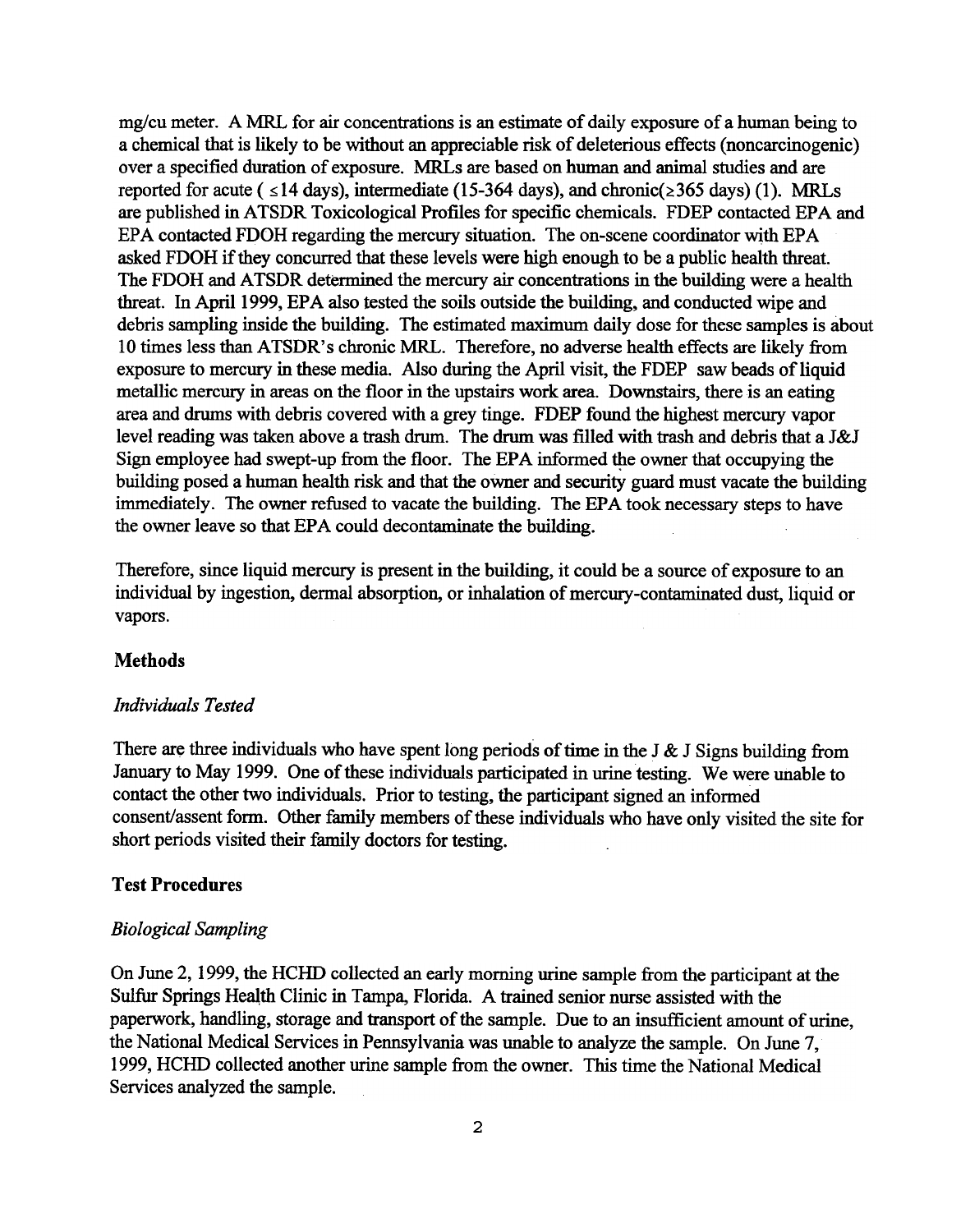mg/cu meter. A MRL for air concentrations is an estimate of daily exposure of a human being to a chemical that is likely to be without an appreciable risk of deleterious effects (noncarcinogenic) over a specified duration of exposure. MRLs are based on human and animal studies and are reported for acute ( $\leq$14 days), intermediate (15-364 days), and chronic($\geq$365 days) (1). MRLs are published in ATSDR Toxicological Profiles for specific chemicals. FDEP contacted EPA and EPA contacted FDOH regarding the mercury situation. The on-scene coordinator with EPA asked FDOH if they concurred that these levels were high enough to be a public health threat. The FDOH and ATSDR determined the mercury air concentrations in the building were a health threat. In April 1999, EPA also tested the soils outside the building, and conducted wipe and debris sampling inside the building. The estimated maximum daily dose for these samples is about 10 times less than ATSDR's chronic MRL. Therefore, no adverse health effects are likely from exposure to mercury in these media. Also during the April visit, the FDEP saw beads of liquid metallic mercury in areas on the floor in the upstairs work area. Downstairs, there is an eating area and drums with debris covered with a grey tinge. FDEP found the highest mercury vapor level reading was taken above a trash drum. The drum was filled with trash and debris that a J&J Sign employee had swept-up from the floor. The EPA informed the owner that occupying the building posed a human health risk and that the owner and security guard must vacate the building immediately. The owner refused to vacate the building. The EPA took necessary steps to have the owner leave so that EPA could decontaminate the building.

Therefore, since liquid mercury is present in the building, it could be a source of exposure to an individual by ingestion, dermal absorption, or inhalation of mercury-contaminated dust, liquid or vapors.

## Methods

*Individuals Tested*

There are three individuals who have spent long periods of time in the J & J Signs building from January to May 1999. One of these individuals participated in urine testing. We were unable to contact the other two individuals. Prior to testing, the participant signed an informed consent/assent form. Other family members of these individuals who have only visited the site for short periods visited their family doctors for testing.

## Test Procedures

*Biological Sampling*

On June 2, 1999, the HCHD collected an early morning urine sample from the participant at the Sulfur Springs Health Clinic in Tampa, Florida. A trained senior nurse assisted with the paperwork, handling, storage and transport of the sample. Due to an insufficient amount of urine, the National Medical Services in Pennsylvania was unable to analyze the sample. On June 7, 1999, HCHD collected another urine sample from the owner. This time the National Medical Services analyzed the sample.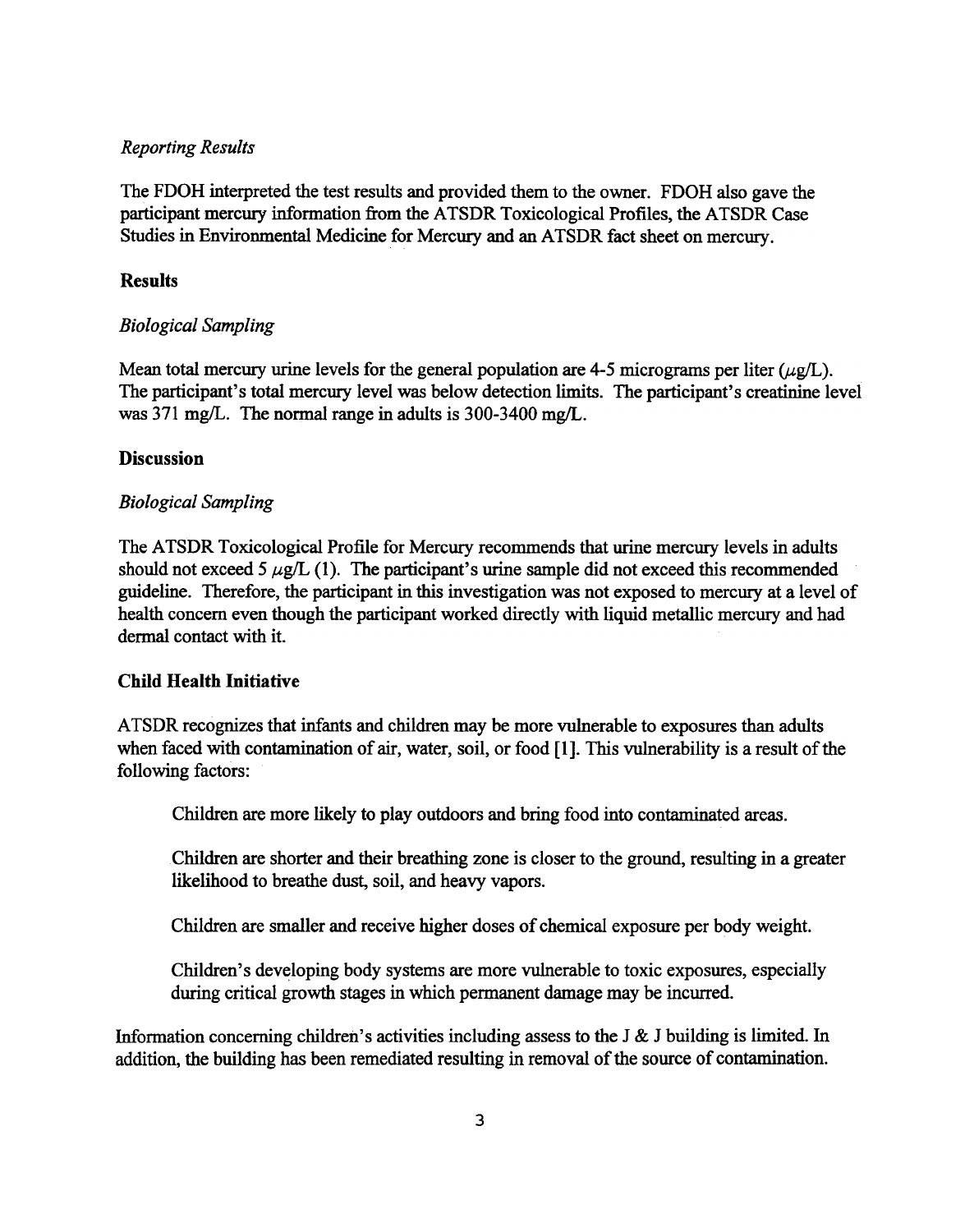*Reporting Results*

The FDOH interpreted the test results and provided them to the owner. FDOH also gave the participant mercury information from the ATSDR Toxicological Profiles, the ATSDR Case Studies in Environmental Medicine for Mercury and an ATSDR fact sheet on mercury.

## Results

*Biological Sampling*

Mean total mercury urine levels for the general population are 4-5 micrograms per liter ($\mu$g/L). The participant's total mercury level was below detection limits. The participant's creatinine level was 371 mg/L. The normal range in adults is 300-3400 mg/L.

## Discussion

*Biological Sampling*

The ATSDR Toxicological Profile for Mercury recommends that urine mercury levels in adults should not exceed 5 $\mu$g/L (1). The participant's urine sample did not exceed this recommended guideline. Therefore, the participant in this investigation was not exposed to mercury at a level of health concern even though the participant worked directly with liquid metallic mercury and had dermal contact with it.

## Child Health Initiative

ATSDR recognizes that infants and children may be more vulnerable to exposures than adults when faced with contamination of air, water, soil, or food [1]. This vulnerability is a result of the following factors:

Children are more likely to play outdoors and bring food into contaminated areas.

Children are shorter and their breathing zone is closer to the ground, resulting in a greater likelihood to breathe dust, soil, and heavy vapors.

Children are smaller and receive higher doses of chemical exposure per body weight.

Children's developing body systems are more vulnerable to toxic exposures, especially during critical growth stages in which permanent damage may be incurred.

Information concerning children's activities including assess to the J & J building is limited. In addition, the building has been remediated resulting in removal of the source of contamination.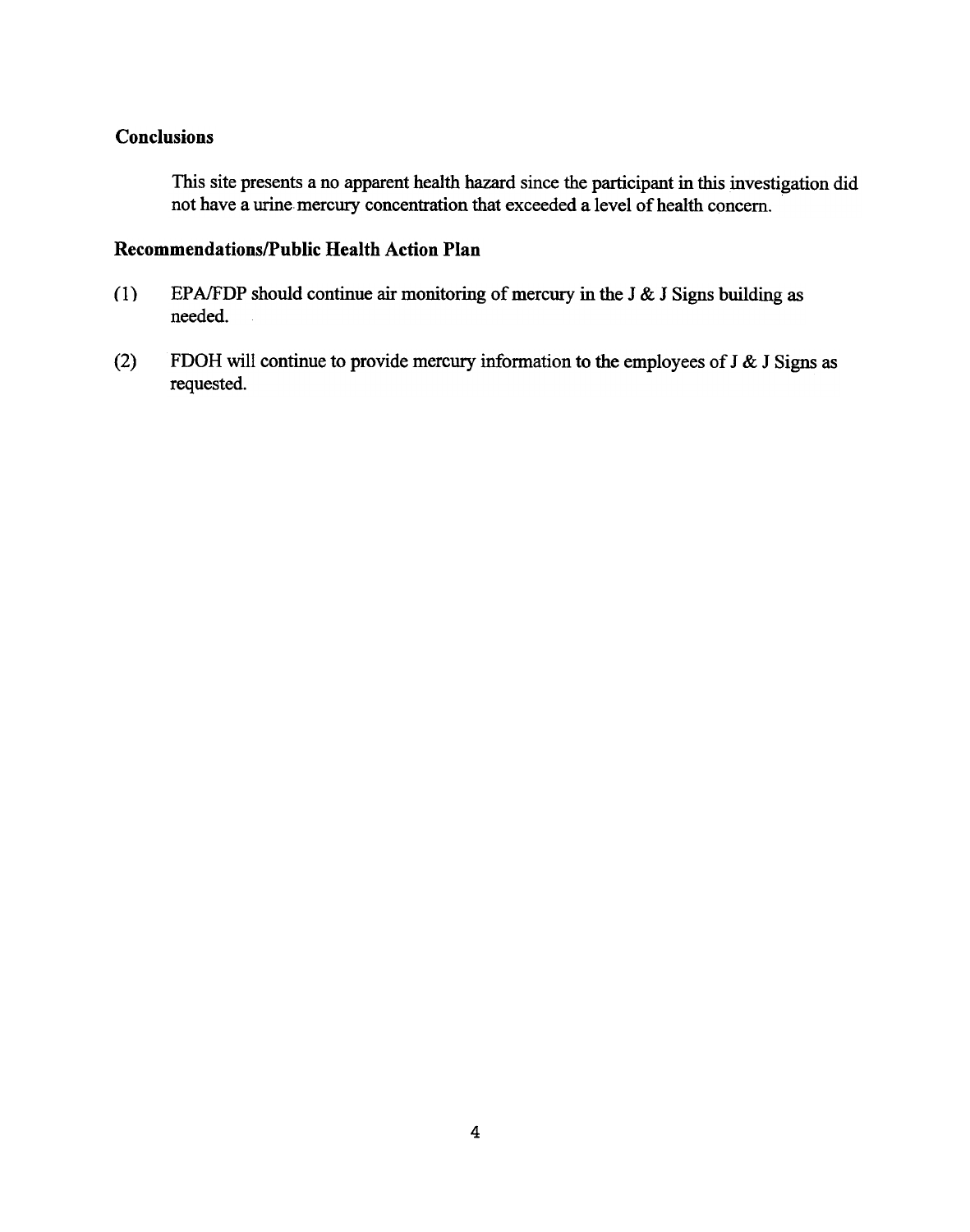## Conclusions

This site presents a no apparent health hazard since the participant in this investigation did not have a urine mercury concentration that exceeded a level of health concern.

## Recommendations/Public Health Action Plan

(1) EPA/FDP should continue air monitoring of mercury in the J & J Signs building as needed.

(2) FDOH will continue to provide mercury information to the employees of J & J Signs as requested.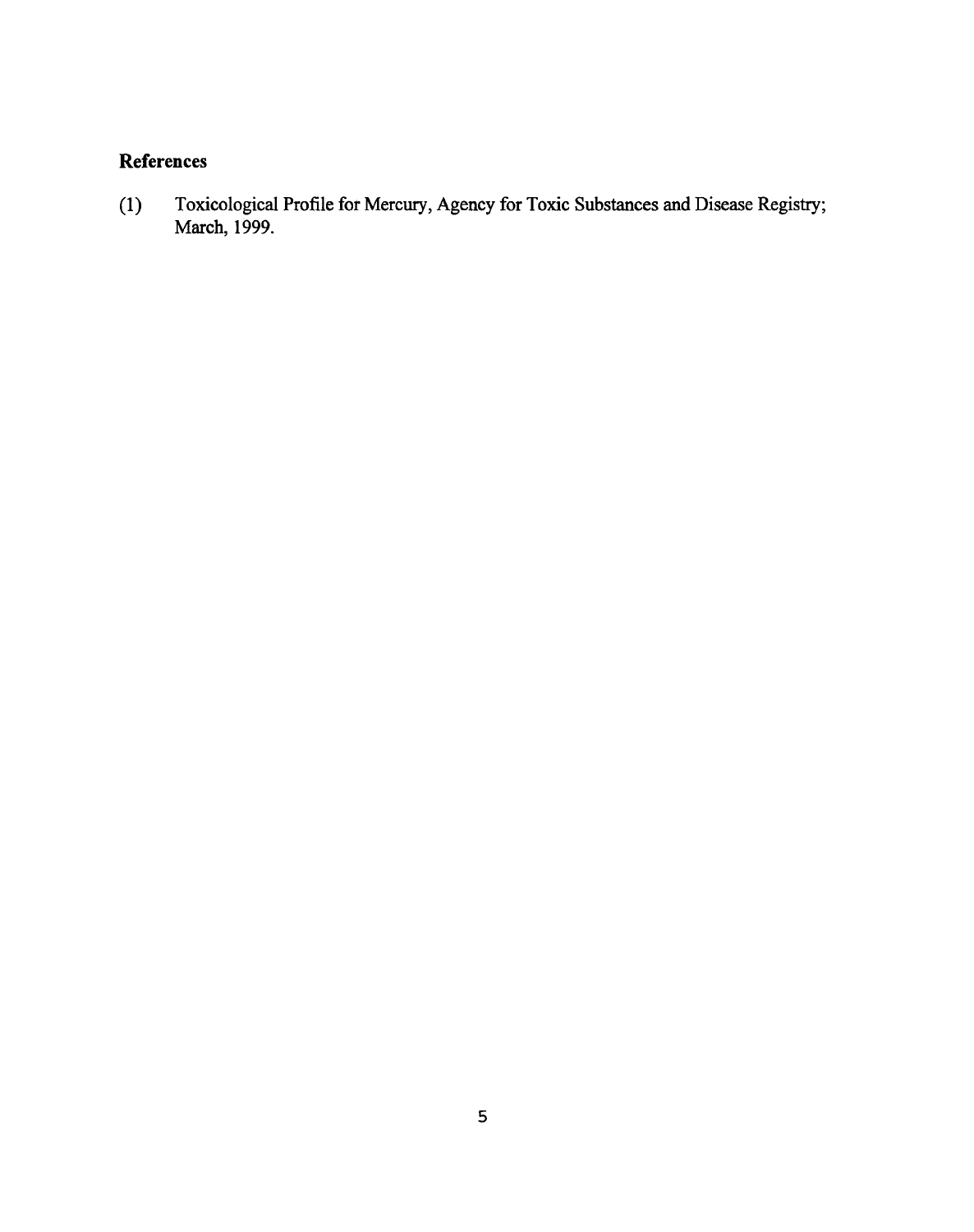## References

(1) Toxicological Profile for Mercury, Agency for Toxic Substances and Disease Registry; March, 1999.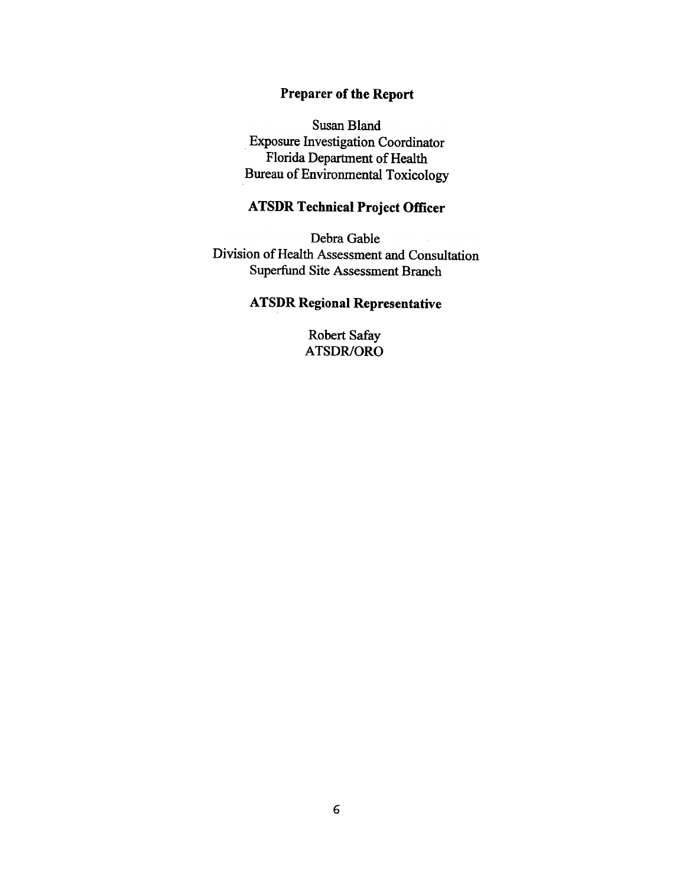## Preparer of the Report

Susan Bland
Exposure Investigation Coordinator
Florida Department of Health
Bureau of Environmental Toxicology

## ATSDR Technical Project Officer

Debra Gable
Division of Health Assessment and Consultation
Superfund Site Assessment Branch

## ATSDR Regional Representative

Robert Safay
ATSDR/ORO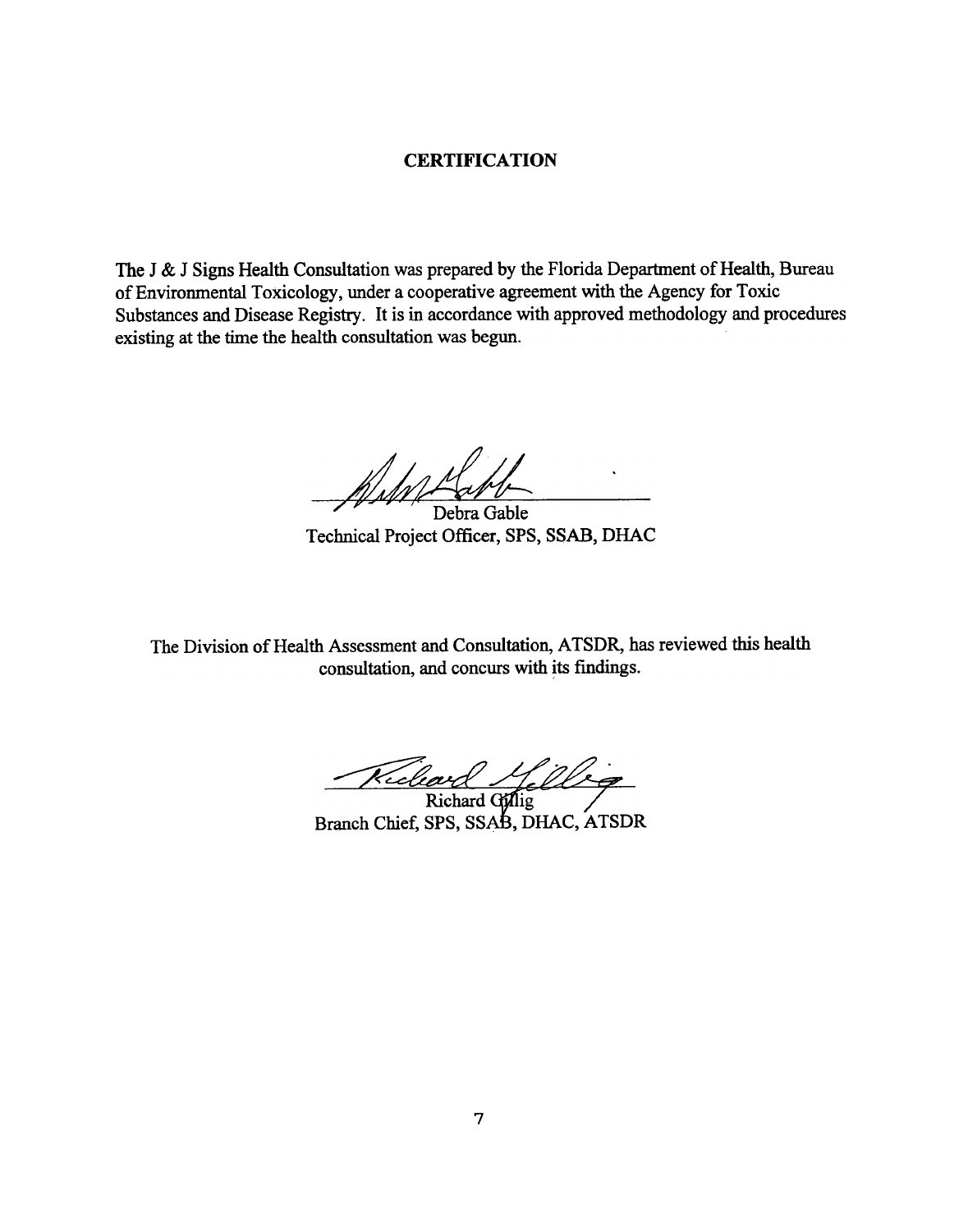# CERTIFICATION

The J & J Signs Health Consultation was prepared by the Florida Department of Health, Bureau of Environmental Toxicology, under a cooperative agreement with the Agency for Toxic Substances and Disease Registry. It is in accordance with approved methodology and procedures existing at the time the health consultation was begun.

Debra Gable
Technical Project Officer, SPS, SSAB, DHAC

The Division of Health Assessment and Consultation, ATSDR, has reviewed this health consultation, and concurs with its findings.

Richard Gillig
Branch Chief, SPS, SSAB, DHAC, ATSDR